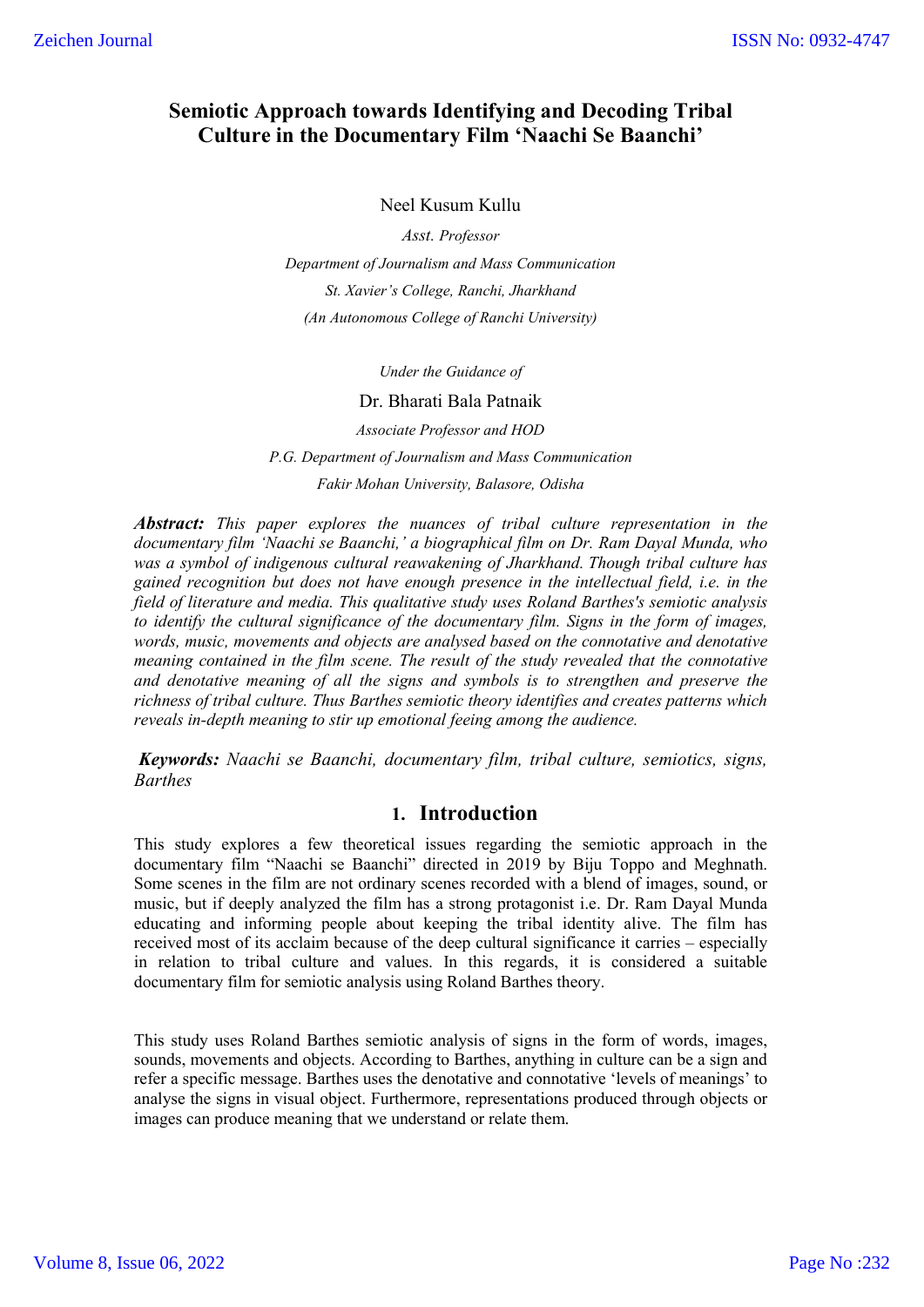# Semiotic Approach towards Identifying and Decoding Tribal Culture in the Documentary Film 'Naachi Se Baanchi'

Neel Kusum Kullu

*Asst. Professor*

*Department of Journalism and Mass Communication*

*St. Xavier's College, Ranchi, Jharkhand*

*(An Autonomous College of Ranchi University)*

*Under the Guidance of*

Dr. Bharati Bala Patnaik

*Associate Professor and HOD*

*P.G. Department of Journalism and Mass Communication*

*Fakir Mohan University, Balasore, Odisha*

***Abstract:*** *This paper explores the nuances of tribal culture representation in the documentary film 'Naachi se Baanchi,' a biographical film on Dr. Ram Dayal Munda, who was a symbol of indigenous cultural reawakening of Jharkhand. Though tribal culture has gained recognition but does not have enough presence in the intellectual field, i.e. in the field of literature and media. This qualitative study uses Roland Barthes's semiotic analysis to identify the cultural significance of the documentary film. Signs in the form of images, words, music, movements and objects are analysed based on the connotative and denotative meaning contained in the film scene. The result of the study revealed that the connotative and denotative meaning of all the signs and symbols is to strengthen and preserve the richness of tribal culture. Thus Barthes semiotic theory identifies and creates patterns which reveals in-depth meaning to stir up emotional feeing among the audience.*

***Keywords:*** *Naachi se Baanchi, documentary film, tribal culture, semiotics, signs, Barthes*

## 1. Introduction

This study explores a few theoretical issues regarding the semiotic approach in the documentary film "Naachi se Baanchi" directed in 2019 by Biju Toppo and Meghnath. Some scenes in the film are not ordinary scenes recorded with a blend of images, sound, or music, but if deeply analyzed the film has a strong protagonist i.e. Dr. Ram Dayal Munda educating and informing people about keeping the tribal identity alive. The film has received most of its acclaim because of the deep cultural significance it carries – especially in relation to tribal culture and values. In this regards, it is considered a suitable documentary film for semiotic analysis using Roland Barthes theory.

This study uses Roland Barthes semiotic analysis of signs in the form of words, images, sounds, movements and objects. According to Barthes, anything in culture can be a sign and refer a specific message. Barthes uses the denotative and connotative 'levels of meanings' to analyse the signs in visual object. Furthermore, representations produced through objects or images can produce meaning that we understand or relate them.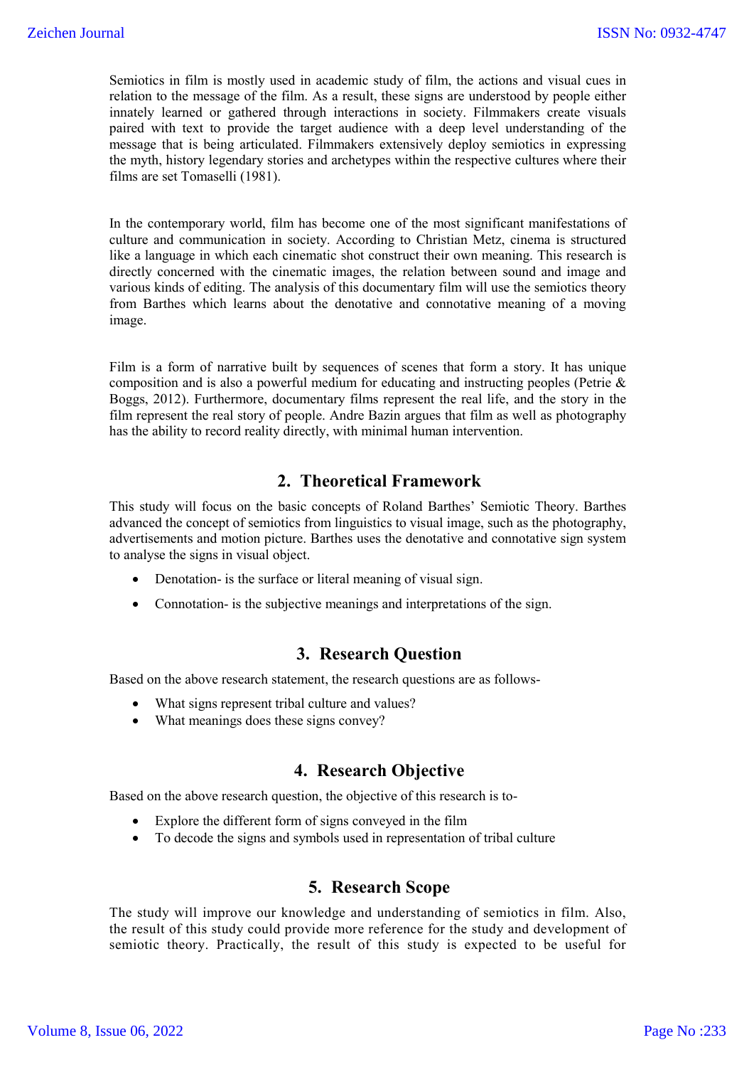Semiotics in film is mostly used in academic study of film, the actions and visual cues in relation to the message of the film. As a result, these signs are understood by people either innately learned or gathered through interactions in society. Filmmakers create visuals paired with text to provide the target audience with a deep level understanding of the message that is being articulated. Filmmakers extensively deploy semiotics in expressing the myth, history legendary stories and archetypes within the respective cultures where their films are set Tomaselli (1981).

In the contemporary world, film has become one of the most significant manifestations of culture and communication in society. According to Christian Metz, cinema is structured like a language in which each cinematic shot construct their own meaning. This research is directly concerned with the cinematic images, the relation between sound and image and various kinds of editing. The analysis of this documentary film will use the semiotics theory from Barthes which learns about the denotative and connotative meaning of a moving image.

Film is a form of narrative built by sequences of scenes that form a story. It has unique composition and is also a powerful medium for educating and instructing peoples (Petrie & Boggs, 2012). Furthermore, documentary films represent the real life, and the story in the film represent the real story of people. Andre Bazin argues that film as well as photography has the ability to record reality directly, with minimal human intervention.

## 2. Theoretical Framework

This study will focus on the basic concepts of Roland Barthes' Semiotic Theory. Barthes advanced the concept of semiotics from linguistics to visual image, such as the photography, advertisements and motion picture. Barthes uses the denotative and connotative sign system to analyse the signs in visual object.

- Denotation- is the surface or literal meaning of visual sign.
- Connotation- is the subjective meanings and interpretations of the sign.

## 3. Research Question

Based on the above research statement, the research questions are as follows-

- What signs represent tribal culture and values?
- What meanings does these signs convey?

## 4. Research Objective

Based on the above research question, the objective of this research is to-

- Explore the different form of signs conveyed in the film
- To decode the signs and symbols used in representation of tribal culture

## 5. Research Scope

The study will improve our knowledge and understanding of semiotics in film. Also, the result of this study could provide more reference for the study and development of semiotic theory. Practically, the result of this study is expected to be useful for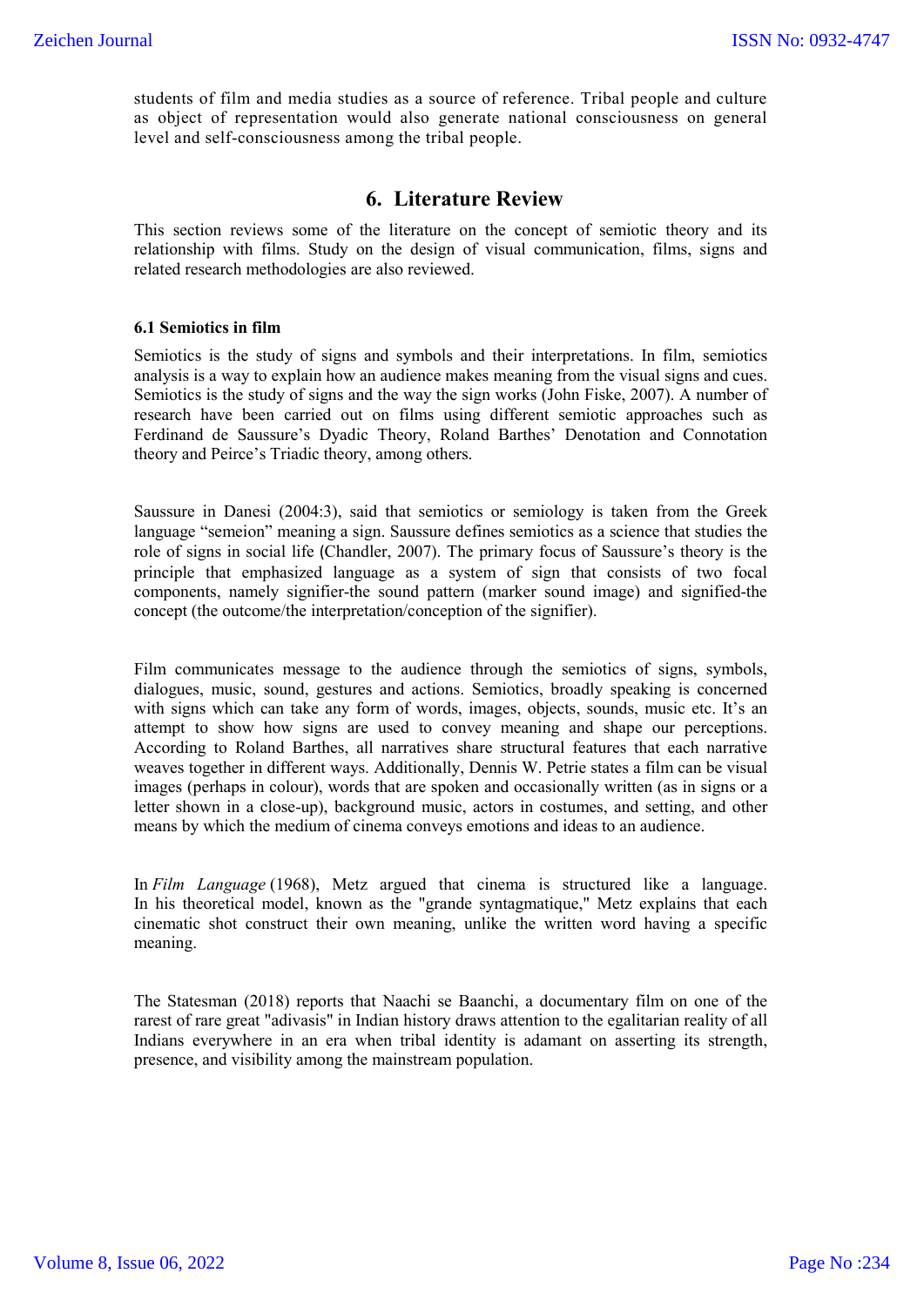students of film and media studies as a source of reference. Tribal people and culture as object of representation would also generate national consciousness on general level and self-consciousness among the tribal people.

## 6. Literature Review

This section reviews some of the literature on the concept of semiotic theory and its relationship with films. Study on the design of visual communication, films, signs and related research methodologies are also reviewed.

### 6.1 Semiotics in film

Semiotics is the study of signs and symbols and their interpretations. In film, semiotics analysis is a way to explain how an audience makes meaning from the visual signs and cues. Semiotics is the study of signs and the way the sign works (John Fiske, 2007). A number of research have been carried out on films using different semiotic approaches such as Ferdinand de Saussure's Dyadic Theory, Roland Barthes' Denotation and Connotation theory and Peirce's Triadic theory, among others.

Saussure in Danesi (2004:3), said that semiotics or semiology is taken from the Greek language "semeion" meaning a sign. Saussure defines semiotics as a science that studies the role of signs in social life (Chandler, 2007). The primary focus of Saussure's theory is the principle that emphasized language as a system of sign that consists of two focal components, namely signifier-the sound pattern (marker sound image) and signified-the concept (the outcome/the interpretation/conception of the signifier).

Film communicates message to the audience through the semiotics of signs, symbols, dialogues, music, sound, gestures and actions. Semiotics, broadly speaking is concerned with signs which can take any form of words, images, objects, sounds, music etc. It's an attempt to show how signs are used to convey meaning and shape our perceptions. According to Roland Barthes, all narratives share structural features that each narrative weaves together in different ways. Additionally, Dennis W. Petrie states a film can be visual images (perhaps in colour), words that are spoken and occasionally written (as in signs or a letter shown in a close-up), background music, actors in costumes, and setting, and other means by which the medium of cinema conveys emotions and ideas to an audience.

In *Film Language* (1968), Metz argued that cinema is structured like a language. In his theoretical model, known as the "grande syntagmatique," Metz explains that each cinematic shot construct their own meaning, unlike the written word having a specific meaning.

The Statesman (2018) reports that Naachi se Baanchi, a documentary film on one of the rarest of rare great "adivasis" in Indian history draws attention to the egalitarian reality of all Indians everywhere in an era when tribal identity is adamant on asserting its strength, presence, and visibility among the mainstream population.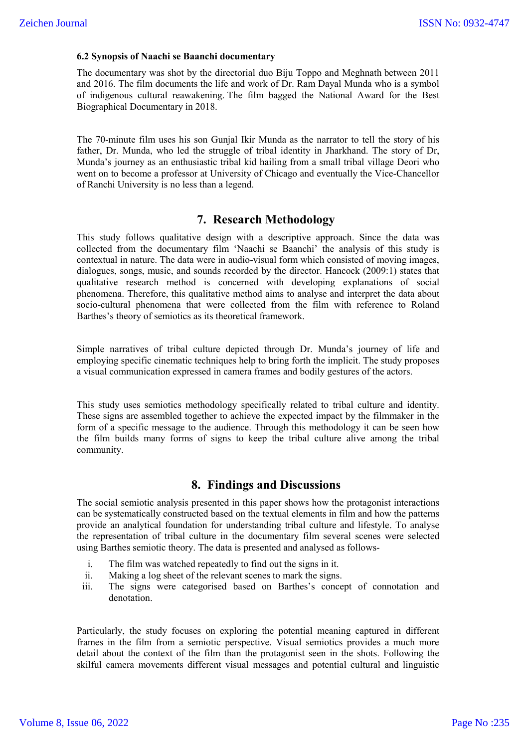### 6.2 Synopsis of Naachi se Baanchi documentary

The documentary was shot by the directorial duo Biju Toppo and Meghnath between 2011 and 2016. The film documents the life and work of Dr. Ram Dayal Munda who is a symbol of indigenous cultural reawakening. The film bagged the National Award for the Best Biographical Documentary in 2018.

The 70-minute film uses his son Gunjal Ikir Munda as the narrator to tell the story of his father, Dr. Munda, who led the struggle of tribal identity in Jharkhand. The story of Dr, Munda's journey as an enthusiastic tribal kid hailing from a small tribal village Deori who went on to become a professor at University of Chicago and eventually the Vice-Chancellor of Ranchi University is no less than a legend.

## 7. Research Methodology

This study follows qualitative design with a descriptive approach. Since the data was collected from the documentary film 'Naachi se Baanchi' the analysis of this study is contextual in nature. The data were in audio-visual form which consisted of moving images, dialogues, songs, music, and sounds recorded by the director. Hancock (2009:1) states that qualitative research method is concerned with developing explanations of social phenomena. Therefore, this qualitative method aims to analyse and interpret the data about socio-cultural phenomena that were collected from the film with reference to Roland Barthes's theory of semiotics as its theoretical framework.

Simple narratives of tribal culture depicted through Dr. Munda's journey of life and employing specific cinematic techniques help to bring forth the implicit. The study proposes a visual communication expressed in camera frames and bodily gestures of the actors.

This study uses semiotics methodology specifically related to tribal culture and identity. These signs are assembled together to achieve the expected impact by the filmmaker in the form of a specific message to the audience. Through this methodology it can be seen how the film builds many forms of signs to keep the tribal culture alive among the tribal community.

## 8. Findings and Discussions

The social semiotic analysis presented in this paper shows how the protagonist interactions can be systematically constructed based on the textual elements in film and how the patterns provide an analytical foundation for understanding tribal culture and lifestyle. To analyse the representation of tribal culture in the documentary film several scenes were selected using Barthes semiotic theory. The data is presented and analysed as follows-

i. The film was watched repeatedly to find out the signs in it.
ii. Making a log sheet of the relevant scenes to mark the signs.
iii. The signs were categorised based on Barthes's concept of connotation and denotation.

Particularly, the study focuses on exploring the potential meaning captured in different frames in the film from a semiotic perspective. Visual semiotics provides a much more detail about the context of the film than the protagonist seen in the shots. Following the skilful camera movements different visual messages and potential cultural and linguistic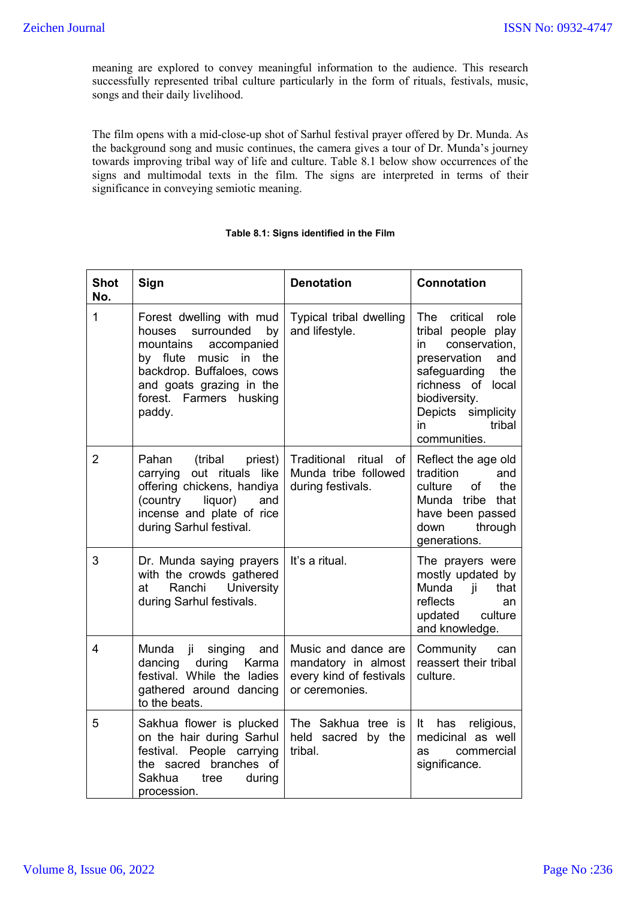meaning are explored to convey meaningful information to the audience. This research successfully represented tribal culture particularly in the form of rituals, festivals, music, songs and their daily livelihood.

The film opens with a mid-close-up shot of Sarhul festival prayer offered by Dr. Munda. As the background song and music continues, the camera gives a tour of Dr. Munda's journey towards improving tribal way of life and culture. Table 8.1 below show occurrences of the signs and multimodal texts in the film. The signs are interpreted in terms of their significance in conveying semiotic meaning.

**Table 8.1: Signs identified in the Film**

| Shot No. | Sign | Denotation | Connotation |
|---|---|---|---|
| 1 | Forest dwelling with mud houses surrounded by mountains accompanied by flute music in the backdrop. Buffaloes, cows and goats grazing in the forest. Farmers husking paddy. | Typical tribal dwelling and lifestyle. | The critical role tribal people play in conservation, preservation and safeguarding the richness of local biodiversity. Depicts simplicity in tribal communities. |
| 2 | Pahan (tribal priest) carrying out rituals like offering chickens, handiya (country liquor) and incense and plate of rice during Sarhul festival. | Traditional ritual of Munda tribe followed during festivals. | Reflect the age old tradition and culture of the Munda tribe that have been passed down through generations. |
| 3 | Dr. Munda saying prayers with the crowds gathered at Ranchi University during Sarhul festivals. | It's a ritual. | The prayers were mostly updated by Munda ji that reflects an updated culture and knowledge. |
| 4 | Munda ji singing and dancing during Karma festival. While the ladies gathered around dancing to the beats. | Music and dance are mandatory in almost every kind of festivals or ceremonies. | Community can reassert their tribal culture. |
| 5 | Sakhua flower is plucked on the hair during Sarhul festival. People carrying the sacred branches of Sakhua tree during procession. | The Sakhua tree is held sacred by the tribal. | It has religious, medicinal as well as commercial significance. |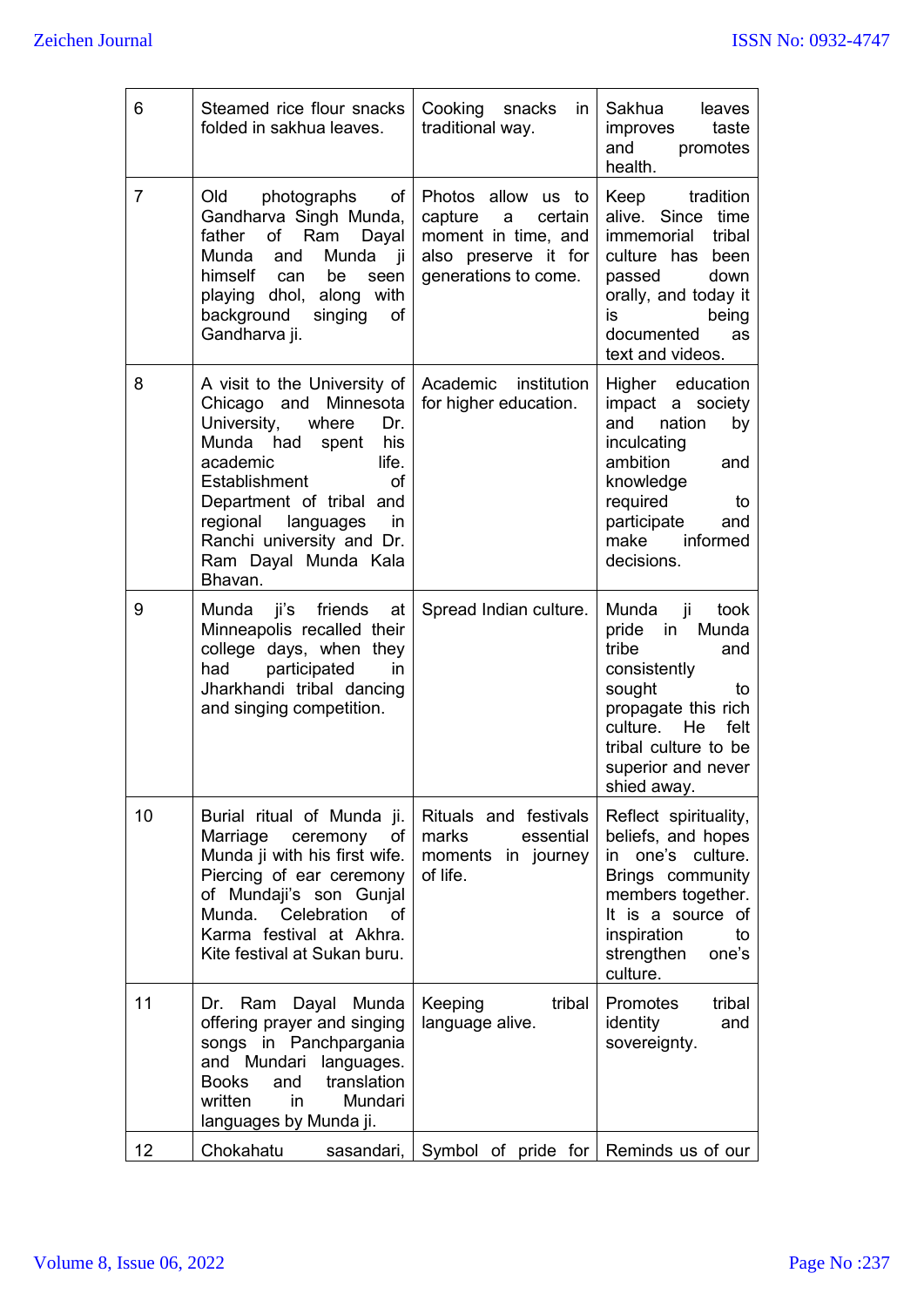| | | | |
|---|---|---|---|
| 6 | Steamed rice flour snacks folded in sakhua leaves. | Cooking snacks in traditional way. | Sakhua leaves improves taste and promotes health. |
| 7 | Old photographs of Gandharva Singh Munda, father of Ram Dayal Munda and Munda ji himself can be seen playing dhol, along with background singing of Gandharva ji. | Photos allow us to capture a certain moment in time, and also preserve it for generations to come. | Keep tradition alive. Since time immemorial tribal culture has been passed down orally, and today it is being documented as text and videos. |
| 8 | A visit to the University of Chicago and Minnesota University, where Dr. Munda had spent his academic life. Establishment of Department of tribal and regional languages in Ranchi university and Dr. Ram Dayal Munda Kala Bhavan. | Academic institution for higher education. | Higher education impact a society and nation by inculcating ambition and knowledge required to participate and make informed decisions. |
| 9 | Munda ji's friends at Minneapolis recalled their college days, when they had participated in Jharkhandi tribal dancing and singing competition. | Spread Indian culture. | Munda ji took pride in Munda tribe and consistently sought to propagate this rich culture. He felt tribal culture to be superior and never shied away. |
| 10 | Burial ritual of Munda ji. Marriage ceremony of Munda ji with his first wife. Piercing of ear ceremony of Mundaji's son Gunjal Munda. Celebration of Karma festival at Akhra. Kite festival at Sukan buru. | Rituals and festivals marks essential moments in journey of life. | Reflect spirituality, beliefs, and hopes in one's culture. Brings community members together. It is a source of inspiration to strengthen one's culture. |
| 11 | Dr. Ram Dayal Munda offering prayer and singing songs in Panchpargania and Mundari languages. Books and translation written in Mundari languages by Munda ji. | Keeping tribal language alive. | Promotes tribal identity and sovereignty. |
| 12 | Chokahatu sasandari, | Symbol of pride for | Reminds us of our |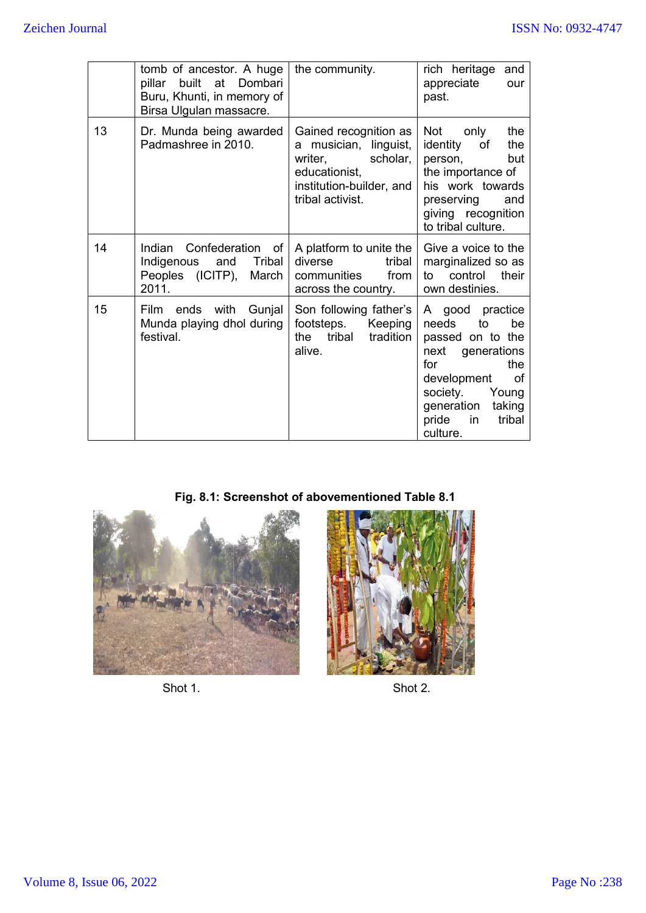| | | | |
|---|---|---|---|
| | tomb of ancestor. A huge pillar built at Dombari Buru, Khunti, in memory of Birsa Ulgulan massacre. | the community. | rich heritage and appreciate our past. |
| 13 | Dr. Munda being awarded Padmashree in 2010. | Gained recognition as a musician, linguist, writer, scholar, educationist, institution-builder, and tribal activist. | Not only the identity of the person, but the importance of his work towards preserving and giving recognition to tribal culture. |
| 14 | Indian Confederation of Indigenous and Tribal Peoples (ICITP), March 2011. | A platform to unite the diverse tribal communities from across the country. | Give a voice to the marginalized so as to control their own destinies. |
| 15 | Film ends with Gunjal Munda playing dhol during festival. | Son following father's footsteps. Keeping the tribal tradition alive. | A good practice needs to be passed on to the next generations for the development of society. Young generation taking pride in tribal culture. |

**Fig. 8.1: Screenshot of abovementioned Table 8.1**

Shot 1.

Shot 2.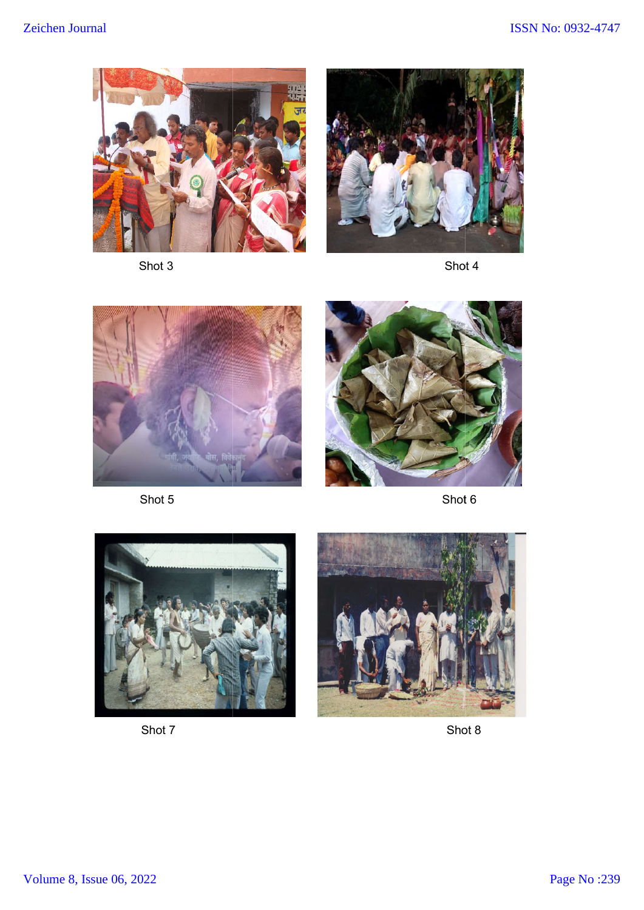Shot 3

Shot 4

Shot 5

Shot 6

Shot 7

Shot 8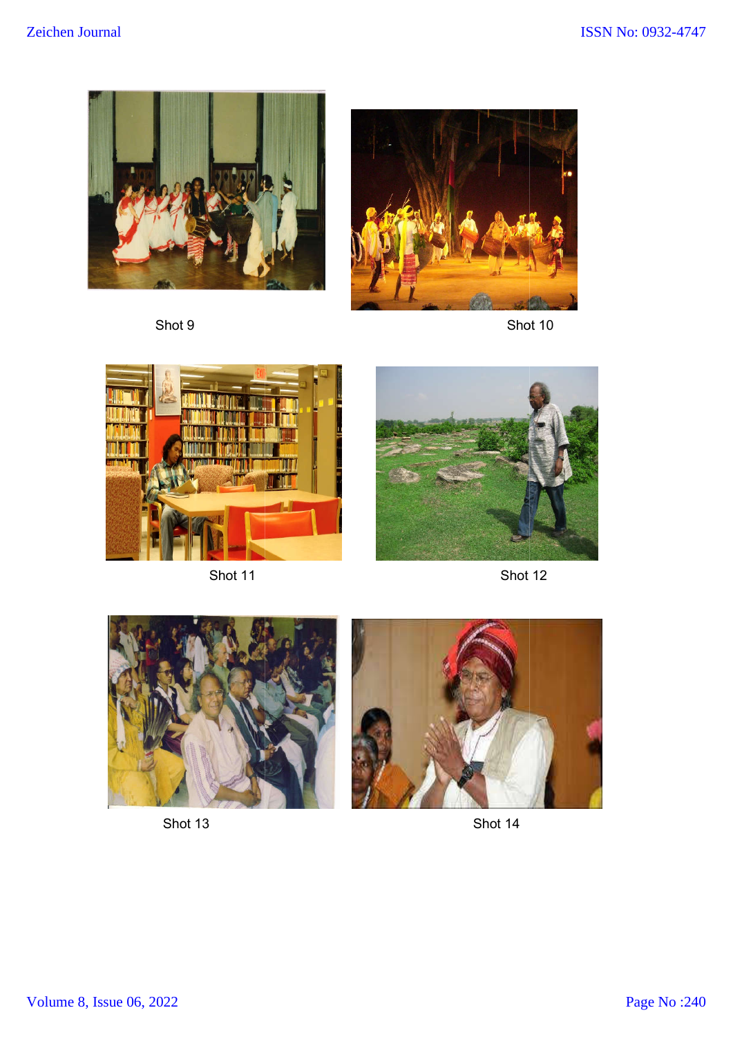Shot 9

Shot 10

Shot 11

Shot 12

Shot 13

Shot 14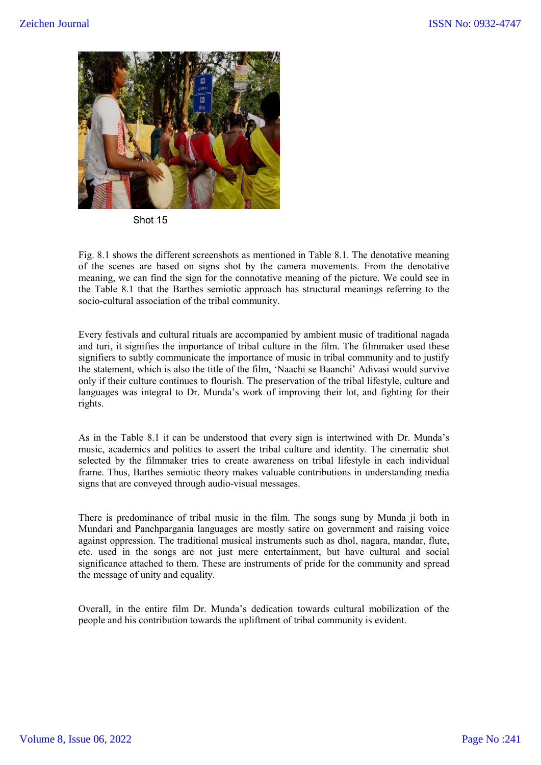Shot 15

Fig. 8.1 shows the different screenshots as mentioned in Table 8.1. The denotative meaning of the scenes are based on signs shot by the camera movements. From the denotative meaning, we can find the sign for the connotative meaning of the picture. We could see in the Table 8.1 that the Barthes semiotic approach has structural meanings referring to the socio-cultural association of the tribal community.

Every festivals and cultural rituals are accompanied by ambient music of traditional nagada and turi, it signifies the importance of tribal culture in the film. The filmmaker used these signifiers to subtly communicate the importance of music in tribal community and to justify the statement, which is also the title of the film, 'Naachi se Baanchi' Adivasi would survive only if their culture continues to flourish. The preservation of the tribal lifestyle, culture and languages was integral to Dr. Munda's work of improving their lot, and fighting for their rights.

As in the Table 8.1 it can be understood that every sign is intertwined with Dr. Munda's music, academics and politics to assert the tribal culture and identity. The cinematic shot selected by the filmmaker tries to create awareness on tribal lifestyle in each individual frame. Thus, Barthes semiotic theory makes valuable contributions in understanding media signs that are conveyed through audio-visual messages.

There is predominance of tribal music in the film. The songs sung by Munda ji both in Mundari and Panchpargania languages are mostly satire on government and raising voice against oppression. The traditional musical instruments such as dhol, nagara, mandar, flute, etc. used in the songs are not just mere entertainment, but have cultural and social significance attached to them. These are instruments of pride for the community and spread the message of unity and equality.

Overall, in the entire film Dr. Munda's dedication towards cultural mobilization of the people and his contribution towards the upliftment of tribal community is evident.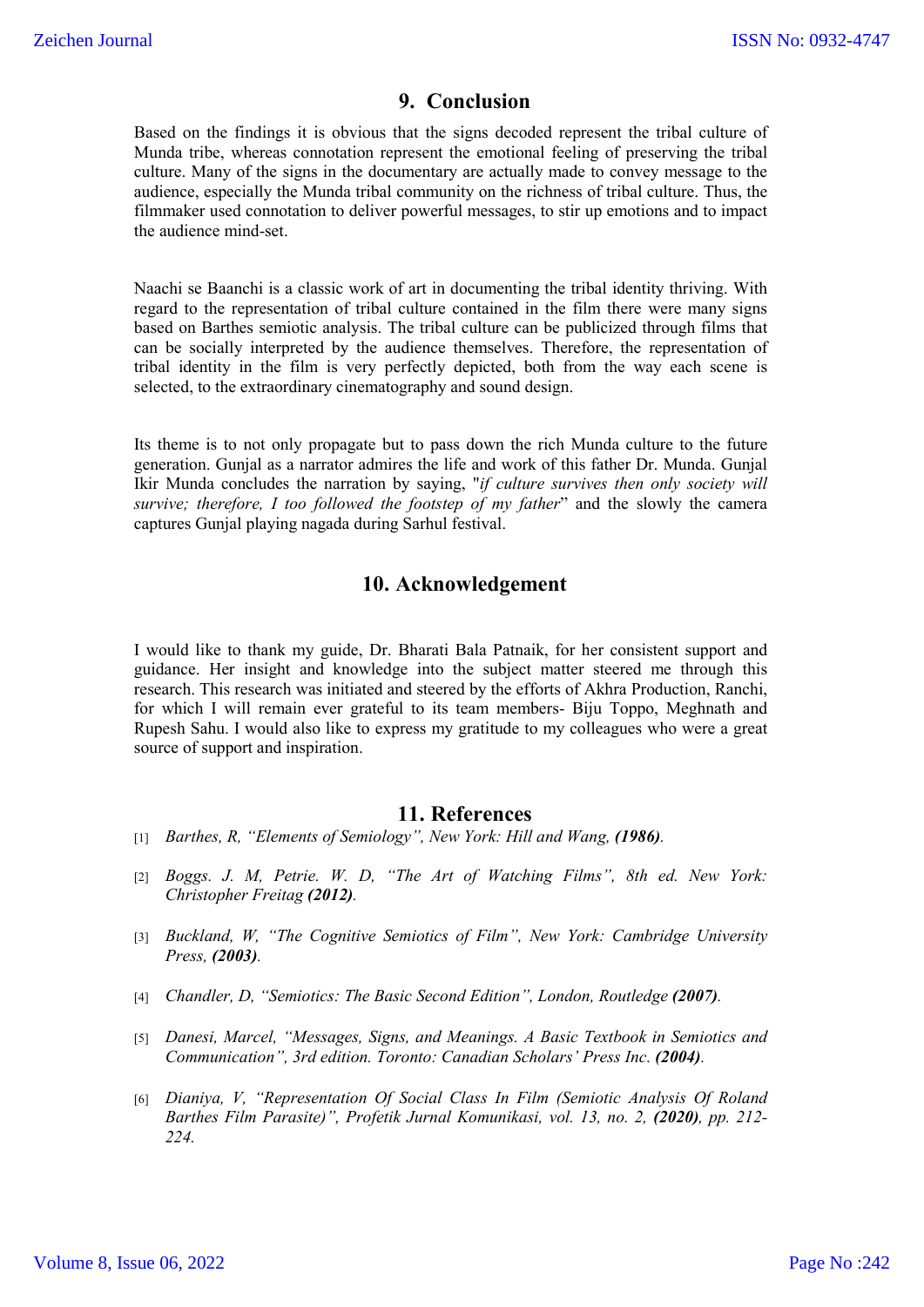## 9. Conclusion

Based on the findings it is obvious that the signs decoded represent the tribal culture of Munda tribe, whereas connotation represent the emotional feeling of preserving the tribal culture. Many of the signs in the documentary are actually made to convey message to the audience, especially the Munda tribal community on the richness of tribal culture. Thus, the filmmaker used connotation to deliver powerful messages, to stir up emotions and to impact the audience mind-set.

Naachi se Baanchi is a classic work of art in documenting the tribal identity thriving. With regard to the representation of tribal culture contained in the film there were many signs based on Barthes semiotic analysis. The tribal culture can be publicized through films that can be socially interpreted by the audience themselves. Therefore, the representation of tribal identity in the film is very perfectly depicted, both from the way each scene is selected, to the extraordinary cinematography and sound design.

Its theme is to not only propagate but to pass down the rich Munda culture to the future generation. Gunjal as a narrator admires the life and work of this father Dr. Munda. Gunjal Ikir Munda concludes the narration by saying, "*if culture survives then only society will survive; therefore, I too followed the footstep of my father*" and the slowly the camera captures Gunjal playing nagada during Sarhul festival.

## 10. Acknowledgement

I would like to thank my guide, Dr. Bharati Bala Patnaik, for her consistent support and guidance. Her insight and knowledge into the subject matter steered me through this research. This research was initiated and steered by the efforts of Akhra Production, Ranchi, for which I will remain ever grateful to its team members- Biju Toppo, Meghnath and Rupesh Sahu. I would also like to express my gratitude to my colleagues who were a great source of support and inspiration.

## 11. References

[1] *Barthes, R, "Elements of Semiology", New York: Hill and Wang, **(1986)**.*

[2] *Boggs. J. M, Petrie. W. D, "The Art of Watching Films", 8th ed. New York: Christopher Freitag **(2012)**.*

[3] *Buckland, W, "The Cognitive Semiotics of Film", New York: Cambridge University Press, **(2003)**.*

[4] *Chandler, D, "Semiotics: The Basic Second Edition", London, Routledge **(2007)**.*

[5] *Danesi, Marcel, "Messages, Signs, and Meanings. A Basic Textbook in Semiotics and Communication", 3rd edition. Toronto: Canadian Scholars' Press Inc. **(2004)**.*

[6] *Dianiya, V, "Representation Of Social Class In Film (Semiotic Analysis Of Roland Barthes Film Parasite)", Profetik Jurnal Komunikasi, vol. 13, no. 2, **(2020)**, pp. 212-224.*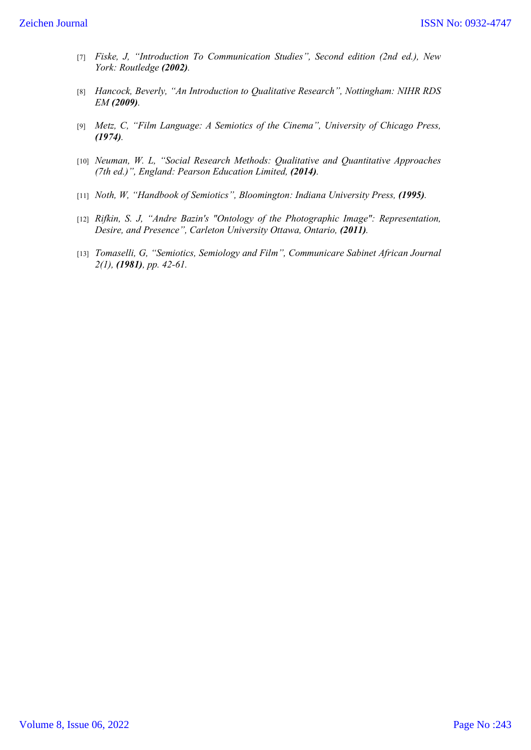[7] *Fiske, J, "Introduction To Communication Studies", Second edition (2nd ed.), New York: Routledge **(2002)**.*

[8] *Hancock, Beverly, "An Introduction to Qualitative Research", Nottingham: NIHR RDS EM **(2009)**.*

[9] *Metz, C, "Film Language: A Semiotics of the Cinema", University of Chicago Press, **(1974)**.*

[10] *Neuman, W. L, "Social Research Methods: Qualitative and Quantitative Approaches (7th ed.)", England: Pearson Education Limited, **(2014)**.*

[11] *Noth, W, "Handbook of Semiotics", Bloomington: Indiana University Press, **(1995)**.*

[12] *Rifkin, S. J, "Andre Bazin's "Ontology of the Photographic Image": Representation, Desire, and Presence", Carleton University Ottawa, Ontario, **(2011)**.*

[13] *Tomaselli, G, "Semiotics, Semiology and Film", Communicare Sabinet African Journal 2(1), **(1981)**, pp. 42-61.*